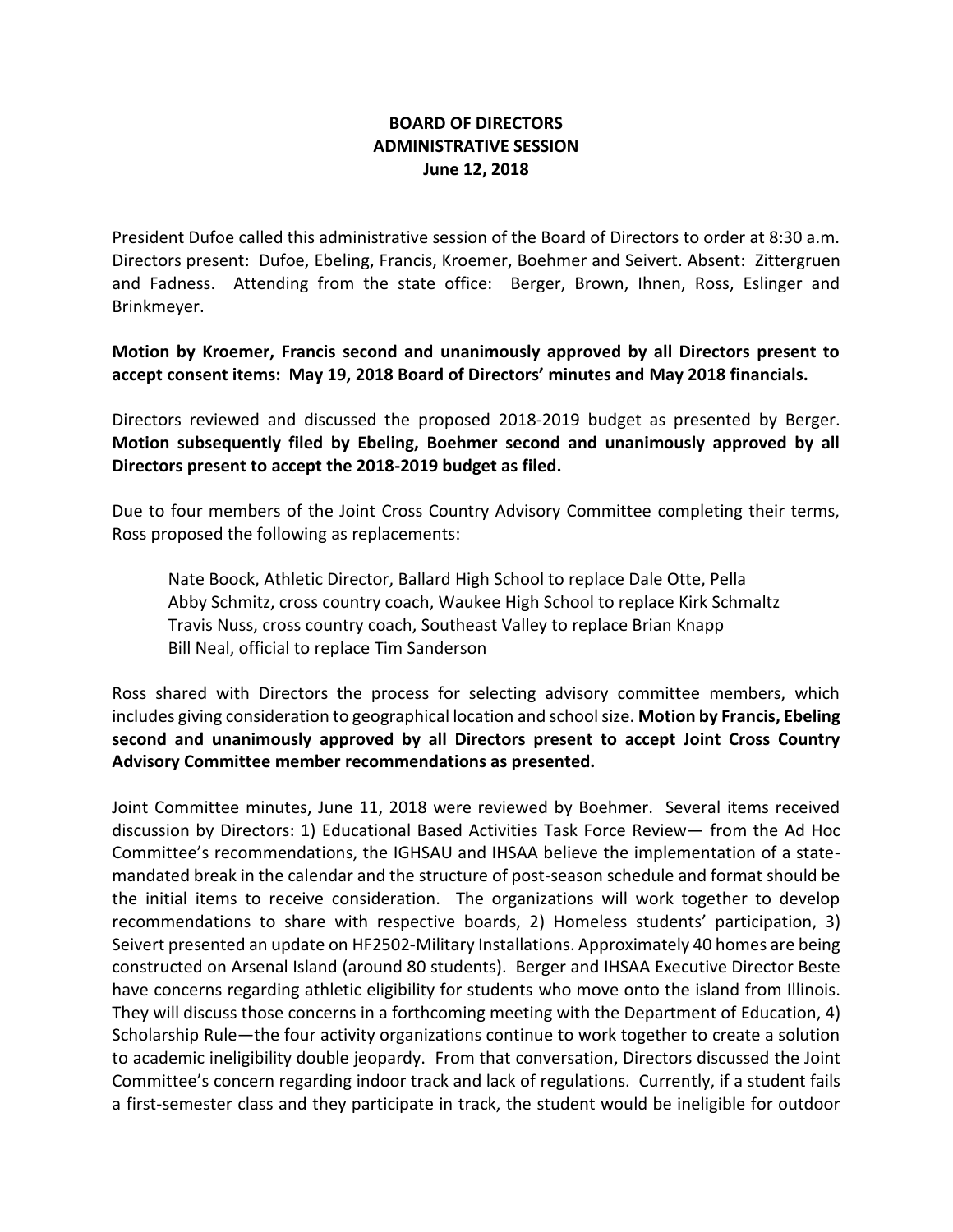**BOARD OF DIRECTORS**
**ADMINISTRATIVE SESSION**
**June 12, 2018**

President Dufoe called this administrative session of the Board of Directors to order at 8:30 a.m. Directors present: Dufoe, Ebeling, Francis, Kroemer, Boehmer and Seivert. Absent: Zittergruen and Fadness. Attending from the state office: Berger, Brown, Ihnen, Ross, Eslinger and Brinkmeyer.

**Motion by Kroemer, Francis second and unanimously approved by all Directors present to accept consent items: May 19, 2018 Board of Directors' minutes and May 2018 financials.**

Directors reviewed and discussed the proposed 2018-2019 budget as presented by Berger. **Motion subsequently filed by Ebeling, Boehmer second and unanimously approved by all Directors present to accept the 2018-2019 budget as filed.**

Due to four members of the Joint Cross Country Advisory Committee completing their terms, Ross proposed the following as replacements:

> Nate Boock, Athletic Director, Ballard High School to replace Dale Otte, Pella
> Abby Schmitz, cross country coach, Waukee High School to replace Kirk Schmaltz
> Travis Nuss, cross country coach, Southeast Valley to replace Brian Knapp
> Bill Neal, official to replace Tim Sanderson

Ross shared with Directors the process for selecting advisory committee members, which includes giving consideration to geographical location and school size. **Motion by Francis, Ebeling second and unanimously approved by all Directors present to accept Joint Cross Country Advisory Committee member recommendations as presented.**

Joint Committee minutes, June 11, 2018 were reviewed by Boehmer. Several items received discussion by Directors: 1) Educational Based Activities Task Force Review— from the Ad Hoc Committee's recommendations, the IGHSAU and IHSAA believe the implementation of a state-mandated break in the calendar and the structure of post-season schedule and format should be the initial items to receive consideration. The organizations will work together to develop recommendations to share with respective boards, 2) Homeless students' participation, 3) Seivert presented an update on HF2502-Military Installations. Approximately 40 homes are being constructed on Arsenal Island (around 80 students). Berger and IHSAA Executive Director Beste have concerns regarding athletic eligibility for students who move onto the island from Illinois. They will discuss those concerns in a forthcoming meeting with the Department of Education, 4) Scholarship Rule—the four activity organizations continue to work together to create a solution to academic ineligibility double jeopardy. From that conversation, Directors discussed the Joint Committee's concern regarding indoor track and lack of regulations. Currently, if a student fails a first-semester class and they participate in track, the student would be ineligible for outdoor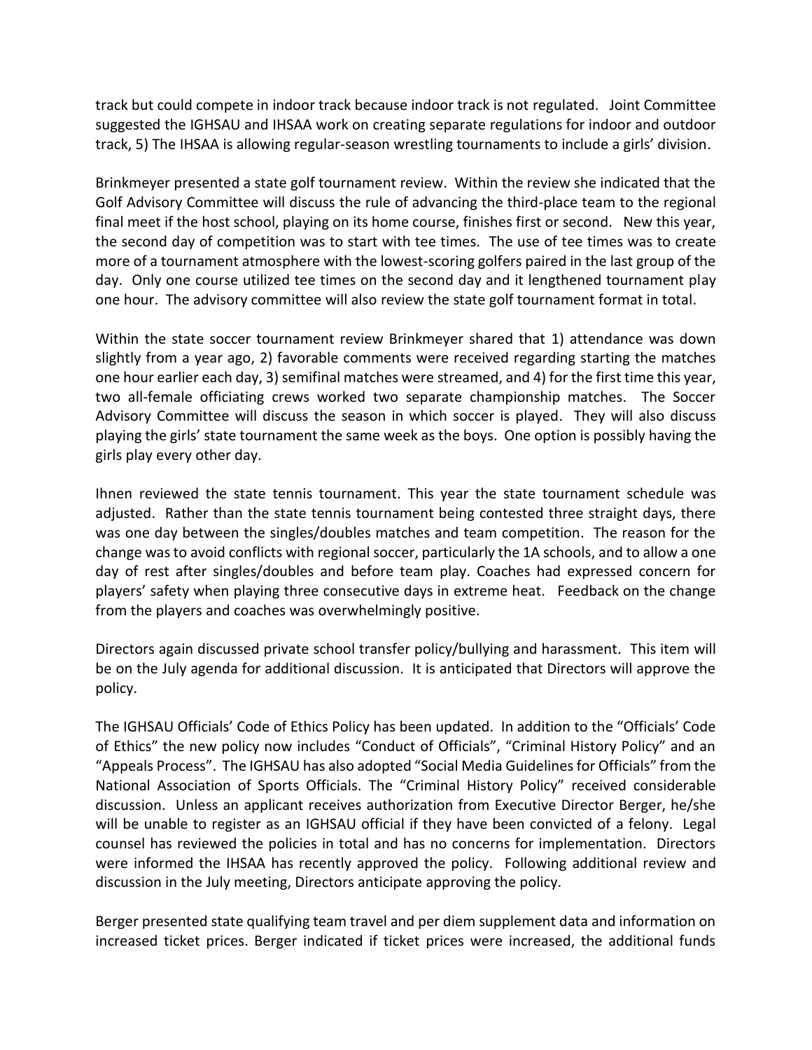track but could compete in indoor track because indoor track is not regulated. Joint Committee suggested the IGHSAU and IHSAA work on creating separate regulations for indoor and outdoor track, 5) The IHSAA is allowing regular-season wrestling tournaments to include a girls' division.

Brinkmeyer presented a state golf tournament review. Within the review she indicated that the Golf Advisory Committee will discuss the rule of advancing the third-place team to the regional final meet if the host school, playing on its home course, finishes first or second. New this year, the second day of competition was to start with tee times. The use of tee times was to create more of a tournament atmosphere with the lowest-scoring golfers paired in the last group of the day. Only one course utilized tee times on the second day and it lengthened tournament play one hour. The advisory committee will also review the state golf tournament format in total.

Within the state soccer tournament review Brinkmeyer shared that 1) attendance was down slightly from a year ago, 2) favorable comments were received regarding starting the matches one hour earlier each day, 3) semifinal matches were streamed, and 4) for the first time this year, two all-female officiating crews worked two separate championship matches. The Soccer Advisory Committee will discuss the season in which soccer is played. They will also discuss playing the girls' state tournament the same week as the boys. One option is possibly having the girls play every other day.

Ihnen reviewed the state tennis tournament. This year the state tournament schedule was adjusted. Rather than the state tennis tournament being contested three straight days, there was one day between the singles/doubles matches and team competition. The reason for the change was to avoid conflicts with regional soccer, particularly the 1A schools, and to allow a one day of rest after singles/doubles and before team play. Coaches had expressed concern for players' safety when playing three consecutive days in extreme heat. Feedback on the change from the players and coaches was overwhelmingly positive.

Directors again discussed private school transfer policy/bullying and harassment. This item will be on the July agenda for additional discussion. It is anticipated that Directors will approve the policy.

The IGHSAU Officials' Code of Ethics Policy has been updated. In addition to the "Officials' Code of Ethics" the new policy now includes "Conduct of Officials", "Criminal History Policy" and an "Appeals Process". The IGHSAU has also adopted "Social Media Guidelines for Officials" from the National Association of Sports Officials. The "Criminal History Policy" received considerable discussion. Unless an applicant receives authorization from Executive Director Berger, he/she will be unable to register as an IGHSAU official if they have been convicted of a felony. Legal counsel has reviewed the policies in total and has no concerns for implementation. Directors were informed the IHSAA has recently approved the policy. Following additional review and discussion in the July meeting, Directors anticipate approving the policy.

Berger presented state qualifying team travel and per diem supplement data and information on increased ticket prices. Berger indicated if ticket prices were increased, the additional funds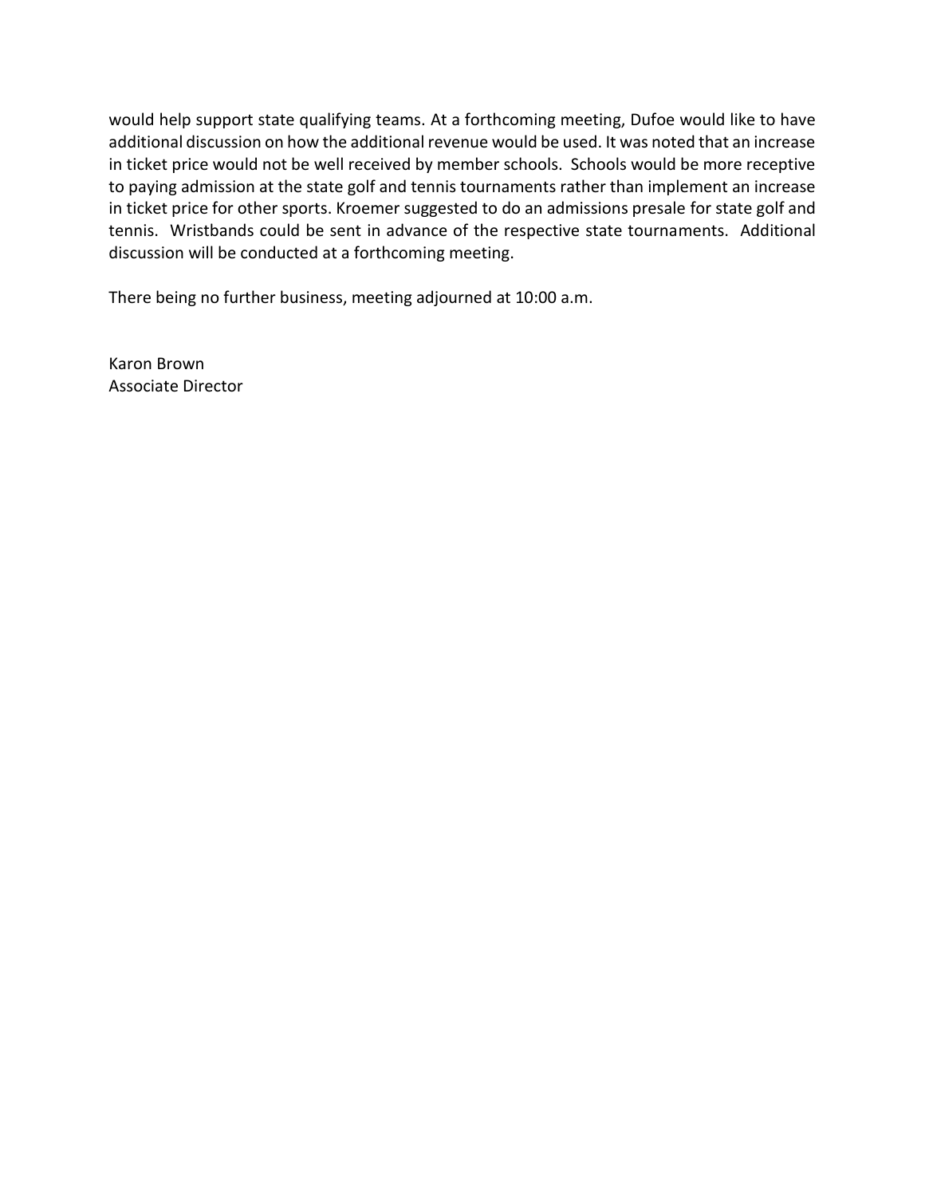would help support state qualifying teams. At a forthcoming meeting, Dufoe would like to have additional discussion on how the additional revenue would be used. It was noted that an increase in ticket price would not be well received by member schools. Schools would be more receptive to paying admission at the state golf and tennis tournaments rather than implement an increase in ticket price for other sports. Kroemer suggested to do an admissions presale for state golf and tennis. Wristbands could be sent in advance of the respective state tournaments. Additional discussion will be conducted at a forthcoming meeting.

There being no further business, meeting adjourned at 10:00 a.m.

Karon Brown
Associate Director